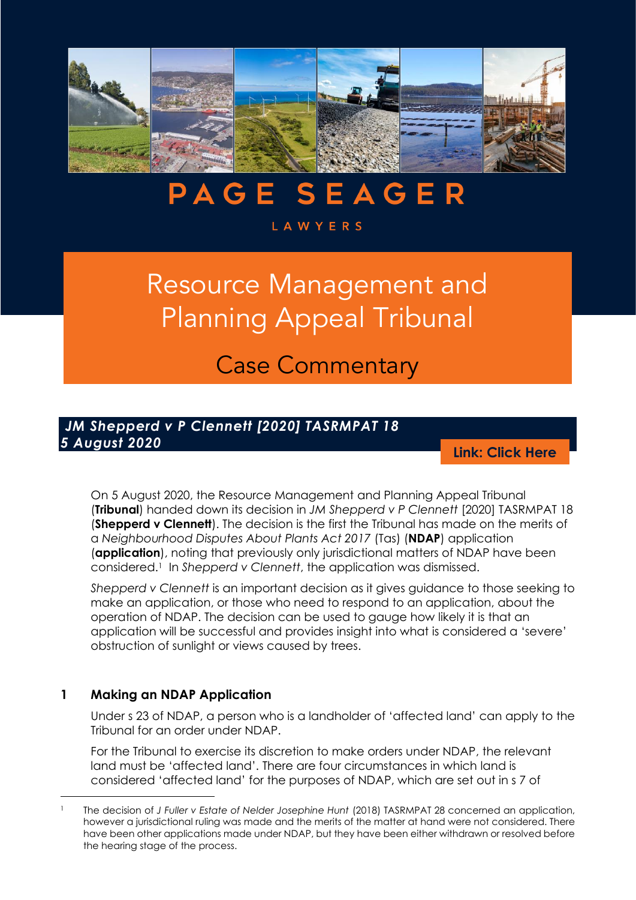# PAGE SEAGER

LAWYERS

# Resource Management and Planning Appeal Tribunal

## Case Commentary

***JM Shepperd v P Clennett [2020] TASRMPAT 18***
***5 August 2020***

**Link: Click Here**

On 5 August 2020, the Resource Management and Planning Appeal Tribunal (**Tribunal**) handed down its decision in *JM Shepperd v P Clennett* [2020] TASRMPAT 18 (**Shepperd v Clennett**). The decision is the first the Tribunal has made on the merits of a *Neighbourhood Disputes About Plants Act 2017* (Tas) (**NDAP**) application (**application**), noting that previously only jurisdictional matters of NDAP have been considered.[1] In *Shepperd v Clennett*, the application was dismissed.

*Shepperd v Clennett* is an important decision as it gives guidance to those seeking to make an application, or those who need to respond to an application, about the operation of NDAP. The decision can be used to gauge how likely it is that an application will be successful and provides insight into what is considered a 'severe' obstruction of sunlight or views caused by trees.

## 1 Making an NDAP Application

Under s 23 of NDAP, a person who is a landholder of 'affected land' can apply to the Tribunal for an order under NDAP.

For the Tribunal to exercise its discretion to make orders under NDAP, the relevant land must be 'affected land'. There are four circumstances in which land is considered 'affected land' for the purposes of NDAP, which are set out in s 7 of

---

[1] The decision of *J Fuller v Estate of Nelder Josephine Hunt* (2018) TASRMPAT 28 concerned an application, however a jurisdictional ruling was made and the merits of the matter at hand were not considered. There have been other applications made under NDAP, but they have been either withdrawn or resolved before the hearing stage of the process.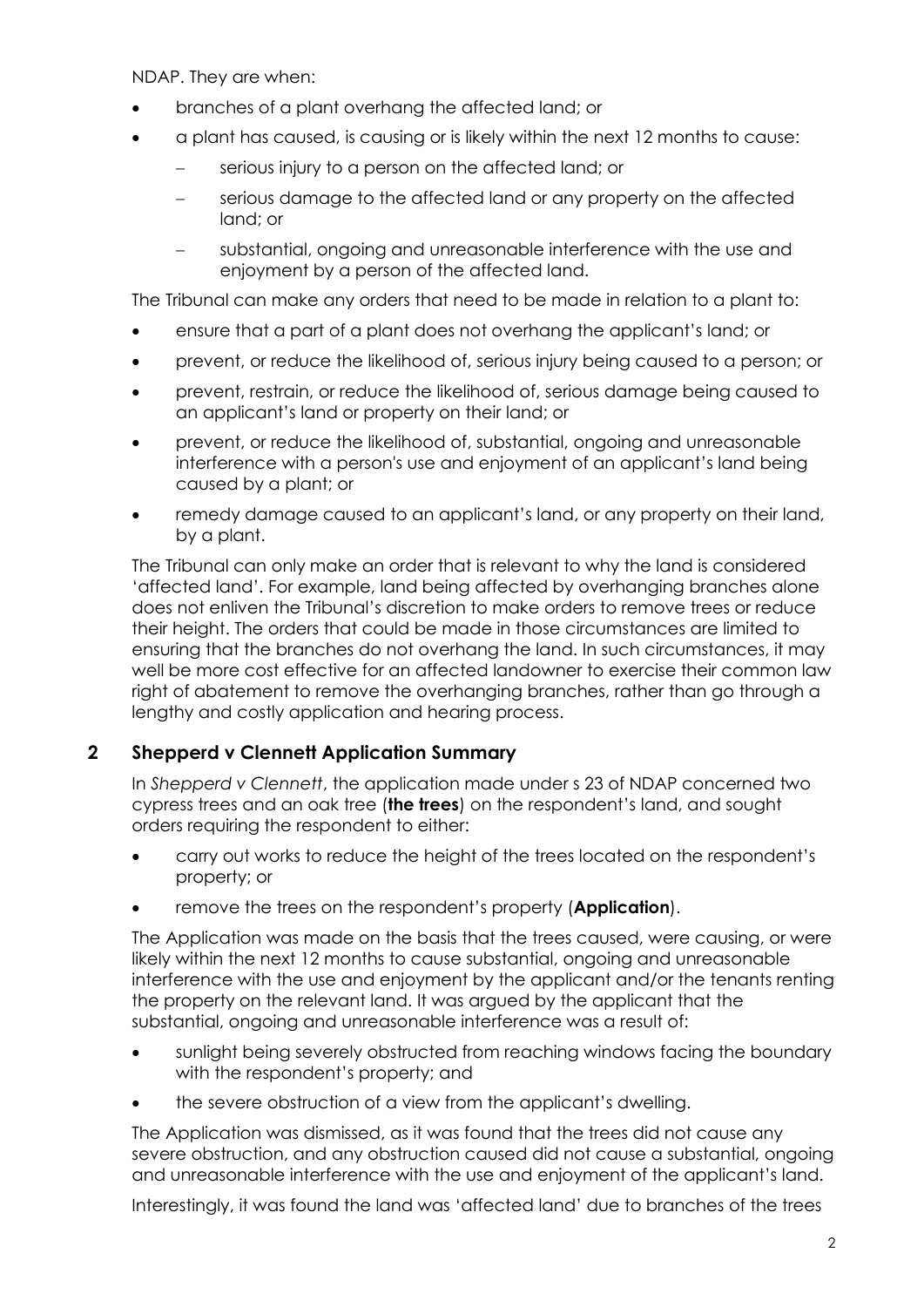NDAP. They are when:

- branches of a plant overhang the affected land; or
- a plant has caused, is causing or is likely within the next 12 months to cause:
  - serious injury to a person on the affected land; or
  - serious damage to the affected land or any property on the affected land; or
  - substantial, ongoing and unreasonable interference with the use and enjoyment by a person of the affected land.

The Tribunal can make any orders that need to be made in relation to a plant to:

- ensure that a part of a plant does not overhang the applicant's land; or
- prevent, or reduce the likelihood of, serious injury being caused to a person; or
- prevent, restrain, or reduce the likelihood of, serious damage being caused to an applicant's land or property on their land; or
- prevent, or reduce the likelihood of, substantial, ongoing and unreasonable interference with a person's use and enjoyment of an applicant's land being caused by a plant; or
- remedy damage caused to an applicant's land, or any property on their land, by a plant.

The Tribunal can only make an order that is relevant to why the land is considered 'affected land'. For example, land being affected by overhanging branches alone does not enliven the Tribunal's discretion to make orders to remove trees or reduce their height. The orders that could be made in those circumstances are limited to ensuring that the branches do not overhang the land. In such circumstances, it may well be more cost effective for an affected landowner to exercise their common law right of abatement to remove the overhanging branches, rather than go through a lengthy and costly application and hearing process.

## 2 Shepperd v Clennett Application Summary

In *Shepperd v Clennett*, the application made under s 23 of NDAP concerned two cypress trees and an oak tree (**the trees**) on the respondent's land, and sought orders requiring the respondent to either:

- carry out works to reduce the height of the trees located on the respondent's property; or
- remove the trees on the respondent's property (**Application**).

The Application was made on the basis that the trees caused, were causing, or were likely within the next 12 months to cause substantial, ongoing and unreasonable interference with the use and enjoyment by the applicant and/or the tenants renting the property on the relevant land. It was argued by the applicant that the substantial, ongoing and unreasonable interference was a result of:

- sunlight being severely obstructed from reaching windows facing the boundary with the respondent's property; and
- the severe obstruction of a view from the applicant's dwelling.

The Application was dismissed, as it was found that the trees did not cause any severe obstruction, and any obstruction caused did not cause a substantial, ongoing and unreasonable interference with the use and enjoyment of the applicant's land.

Interestingly, it was found the land was 'affected land' due to branches of the trees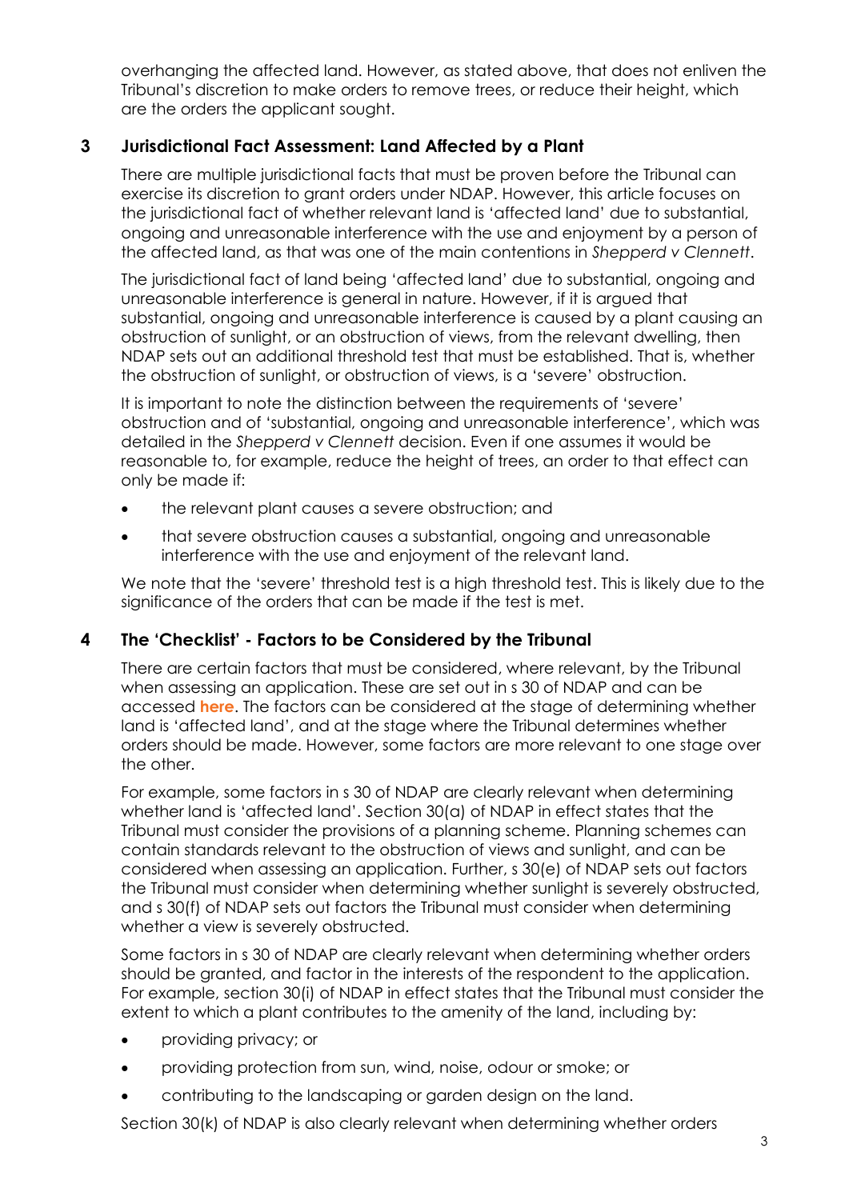overhanging the affected land. However, as stated above, that does not enliven the Tribunal's discretion to make orders to remove trees, or reduce their height, which are the orders the applicant sought.

## 3 Jurisdictional Fact Assessment: Land Affected by a Plant

There are multiple jurisdictional facts that must be proven before the Tribunal can exercise its discretion to grant orders under NDAP. However, this article focuses on the jurisdictional fact of whether relevant land is 'affected land' due to substantial, ongoing and unreasonable interference with the use and enjoyment by a person of the affected land, as that was one of the main contentions in *Shepperd v Clennett*.

The jurisdictional fact of land being 'affected land' due to substantial, ongoing and unreasonable interference is general in nature. However, if it is argued that substantial, ongoing and unreasonable interference is caused by a plant causing an obstruction of sunlight, or an obstruction of views, from the relevant dwelling, then NDAP sets out an additional threshold test that must be established. That is, whether the obstruction of sunlight, or obstruction of views, is a 'severe' obstruction.

It is important to note the distinction between the requirements of 'severe' obstruction and of 'substantial, ongoing and unreasonable interference', which was detailed in the *Shepperd v Clennett* decision. Even if one assumes it would be reasonable to, for example, reduce the height of trees, an order to that effect can only be made if:

- the relevant plant causes a severe obstruction; and
- that severe obstruction causes a substantial, ongoing and unreasonable interference with the use and enjoyment of the relevant land.

We note that the 'severe' threshold test is a high threshold test. This is likely due to the significance of the orders that can be made if the test is met.

## 4 The 'Checklist' - Factors to be Considered by the Tribunal

There are certain factors that must be considered, where relevant, by the Tribunal when assessing an application. These are set out in s 30 of NDAP and can be accessed **here**. The factors can be considered at the stage of determining whether land is 'affected land', and at the stage where the Tribunal determines whether orders should be made. However, some factors are more relevant to one stage over the other.

For example, some factors in s 30 of NDAP are clearly relevant when determining whether land is 'affected land'. Section 30(a) of NDAP in effect states that the Tribunal must consider the provisions of a planning scheme. Planning schemes can contain standards relevant to the obstruction of views and sunlight, and can be considered when assessing an application. Further, s 30(e) of NDAP sets out factors the Tribunal must consider when determining whether sunlight is severely obstructed, and s 30(f) of NDAP sets out factors the Tribunal must consider when determining whether a view is severely obstructed.

Some factors in s 30 of NDAP are clearly relevant when determining whether orders should be granted, and factor in the interests of the respondent to the application. For example, section 30(i) of NDAP in effect states that the Tribunal must consider the extent to which a plant contributes to the amenity of the land, including by:

- providing privacy; or
- providing protection from sun, wind, noise, odour or smoke; or
- contributing to the landscaping or garden design on the land.

Section 30(k) of NDAP is also clearly relevant when determining whether orders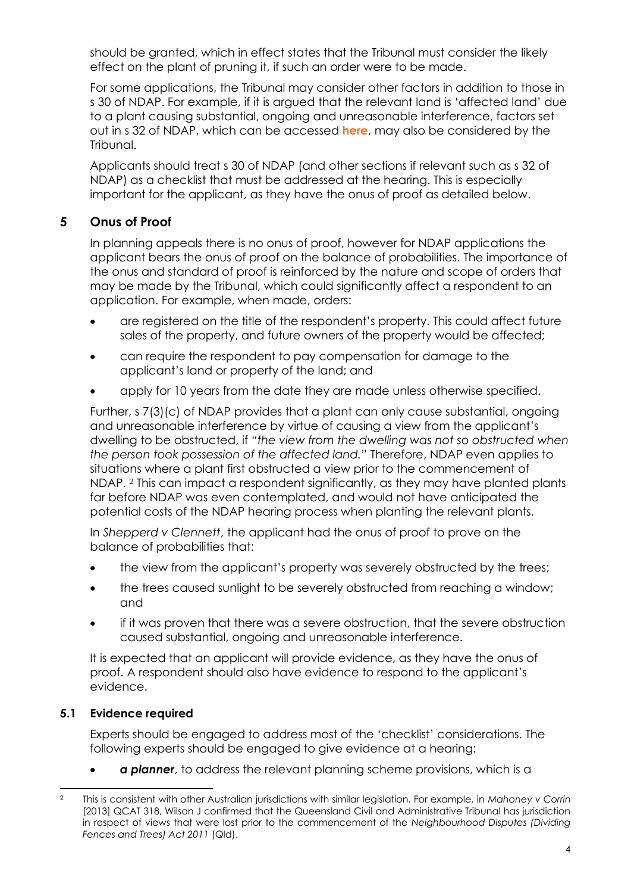should be granted, which in effect states that the Tribunal must consider the likely effect on the plant of pruning it, if such an order were to be made.

For some applications, the Tribunal may consider other factors in addition to those in s 30 of NDAP. For example, if it is argued that the relevant land is 'affected land' due to a plant causing substantial, ongoing and unreasonable interference, factors set out in s 32 of NDAP, which can be accessed **here**, may also be considered by the Tribunal.

Applicants should treat s 30 of NDAP (and other sections if relevant such as s 32 of NDAP) as a checklist that must be addressed at the hearing. This is especially important for the applicant, as they have the onus of proof as detailed below.

## 5 Onus of Proof

In planning appeals there is no onus of proof, however for NDAP applications the applicant bears the onus of proof on the balance of probabilities. The importance of the onus and standard of proof is reinforced by the nature and scope of orders that may be made by the Tribunal, which could significantly affect a respondent to an application. For example, when made, orders:

- are registered on the title of the respondent's property. This could affect future sales of the property, and future owners of the property would be affected;
- can require the respondent to pay compensation for damage to the applicant's land or property of the land; and
- apply for 10 years from the date they are made unless otherwise specified.

Further, s 7(3)(c) of NDAP provides that a plant can only cause substantial, ongoing and unreasonable interference by virtue of causing a view from the applicant's dwelling to be obstructed, if *"the view from the dwelling was not so obstructed when the person took possession of the affected land."* Therefore, NDAP even applies to situations where a plant first obstructed a view prior to the commencement of NDAP. [2] This can impact a respondent significantly, as they may have planted plants far before NDAP was even contemplated, and would not have anticipated the potential costs of the NDAP hearing process when planting the relevant plants.

In *Shepperd v Clennett*, the applicant had the onus of proof to prove on the balance of probabilities that:

- the view from the applicant's property was severely obstructed by the trees;
- the trees caused sunlight to be severely obstructed from reaching a window; and
- if it was proven that there was a severe obstruction, that the severe obstruction caused substantial, ongoing and unreasonable interference.

It is expected that an applicant will provide evidence, as they have the onus of proof. A respondent should also have evidence to respond to the applicant's evidence.

### 5.1 Evidence required

Experts should be engaged to address most of the 'checklist' considerations. The following experts should be engaged to give evidence at a hearing:

- ***a planner***, to address the relevant planning scheme provisions, which is a

[2] This is consistent with other Australian jurisdictions with similar legislation. For example, in *Mahoney v Corrin* [2013] QCAT 318, Wilson J confirmed that the Queensland Civil and Administrative Tribunal has jurisdiction in respect of views that were lost prior to the commencement of the *Neighbourhood Disputes (Dividing Fences and Trees) Act 2011* (Qld).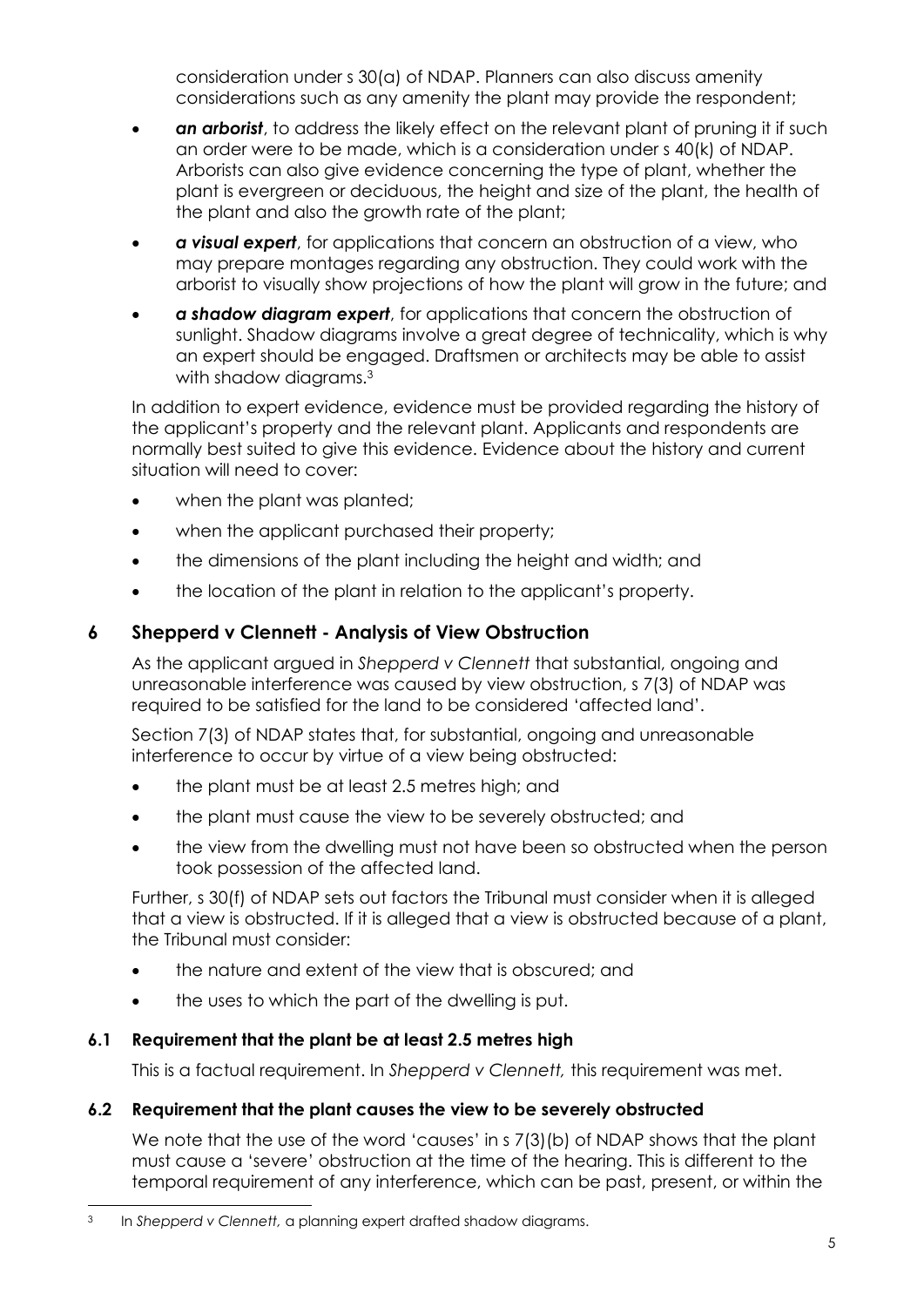consideration under s 30(a) of NDAP. Planners can also discuss amenity considerations such as any amenity the plant may provide the respondent;

- ***an arborist***, to address the likely effect on the relevant plant of pruning it if such an order were to be made, which is a consideration under s 40(k) of NDAP. Arborists can also give evidence concerning the type of plant, whether the plant is evergreen or deciduous, the height and size of the plant, the health of the plant and also the growth rate of the plant;
- ***a visual expert***, for applications that concern an obstruction of a view, who may prepare montages regarding any obstruction. They could work with the arborist to visually show projections of how the plant will grow in the future; and
- ***a shadow diagram expert***, for applications that concern the obstruction of sunlight. Shadow diagrams involve a great degree of technicality, which is why an expert should be engaged. Draftsmen or architects may be able to assist with shadow diagrams.[3]

In addition to expert evidence, evidence must be provided regarding the history of the applicant's property and the relevant plant. Applicants and respondents are normally best suited to give this evidence. Evidence about the history and current situation will need to cover:

- when the plant was planted;
- when the applicant purchased their property;
- the dimensions of the plant including the height and width; and
- the location of the plant in relation to the applicant's property.

## 6 Shepperd v Clennett - Analysis of View Obstruction

As the applicant argued in *Shepperd v Clennett* that substantial, ongoing and unreasonable interference was caused by view obstruction, s 7(3) of NDAP was required to be satisfied for the land to be considered 'affected land'.

Section 7(3) of NDAP states that, for substantial, ongoing and unreasonable interference to occur by virtue of a view being obstructed:

- the plant must be at least 2.5 metres high; and
- the plant must cause the view to be severely obstructed; and
- the view from the dwelling must not have been so obstructed when the person took possession of the affected land.

Further, s 30(f) of NDAP sets out factors the Tribunal must consider when it is alleged that a view is obstructed. If it is alleged that a view is obstructed because of a plant, the Tribunal must consider:

- the nature and extent of the view that is obscured; and
- the uses to which the part of the dwelling is put.

### 6.1 Requirement that the plant be at least 2.5 metres high

This is a factual requirement. In *Shepperd v Clennett,* this requirement was met.

### 6.2 Requirement that the plant causes the view to be severely obstructed

We note that the use of the word 'causes' in s 7(3)(b) of NDAP shows that the plant must cause a 'severe' obstruction at the time of the hearing. This is different to the temporal requirement of any interference, which can be past, present, or within the

---

[3] In *Shepperd v Clennett,* a planning expert drafted shadow diagrams.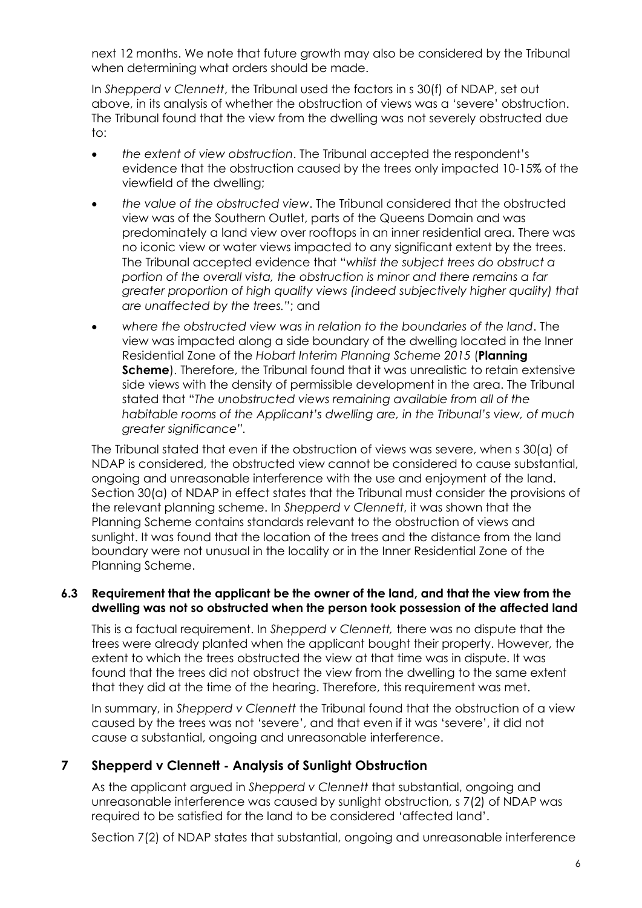next 12 months. We note that future growth may also be considered by the Tribunal when determining what orders should be made.

In *Shepperd v Clennett*, the Tribunal used the factors in s 30(f) of NDAP, set out above, in its analysis of whether the obstruction of views was a 'severe' obstruction. The Tribunal found that the view from the dwelling was not severely obstructed due to:

- *the extent of view obstruction*. The Tribunal accepted the respondent's evidence that the obstruction caused by the trees only impacted 10-15% of the viewfield of the dwelling;
- *the value of the obstructed view*. The Tribunal considered that the obstructed view was of the Southern Outlet, parts of the Queens Domain and was predominately a land view over rooftops in an inner residential area. There was no iconic view or water views impacted to any significant extent by the trees. The Tribunal accepted evidence that "*whilst the subject trees do obstruct a portion of the overall vista, the obstruction is minor and there remains a far greater proportion of high quality views (indeed subjectively higher quality) that are unaffected by the trees.*"; and
- *where the obstructed view was in relation to the boundaries of the land*. The view was impacted along a side boundary of the dwelling located in the Inner Residential Zone of the *Hobart Interim Planning Scheme 2015* (**Planning Scheme**). Therefore, the Tribunal found that it was unrealistic to retain extensive side views with the density of permissible development in the area. The Tribunal stated that "*The unobstructed views remaining available from all of the habitable rooms of the Applicant's dwelling are, in the Tribunal's view, of much greater significance"*.

The Tribunal stated that even if the obstruction of views was severe, when s 30(a) of NDAP is considered, the obstructed view cannot be considered to cause substantial, ongoing and unreasonable interference with the use and enjoyment of the land. Section 30(a) of NDAP in effect states that the Tribunal must consider the provisions of the relevant planning scheme. In *Shepperd v Clennett*, it was shown that the Planning Scheme contains standards relevant to the obstruction of views and sunlight. It was found that the location of the trees and the distance from the land boundary were not unusual in the locality or in the Inner Residential Zone of the Planning Scheme.

### 6.3 Requirement that the applicant be the owner of the land, and that the view from the dwelling was not so obstructed when the person took possession of the affected land

This is a factual requirement. In *Shepperd v Clennett,* there was no dispute that the trees were already planted when the applicant bought their property. However, the extent to which the trees obstructed the view at that time was in dispute. It was found that the trees did not obstruct the view from the dwelling to the same extent that they did at the time of the hearing. Therefore, this requirement was met.

In summary, in *Shepperd v Clennett* the Tribunal found that the obstruction of a view caused by the trees was not 'severe', and that even if it was 'severe', it did not cause a substantial, ongoing and unreasonable interference.

## 7 Shepperd v Clennett - Analysis of Sunlight Obstruction

As the applicant argued in *Shepperd v Clennett* that substantial, ongoing and unreasonable interference was caused by sunlight obstruction, s 7(2) of NDAP was required to be satisfied for the land to be considered 'affected land'.

Section 7(2) of NDAP states that substantial, ongoing and unreasonable interference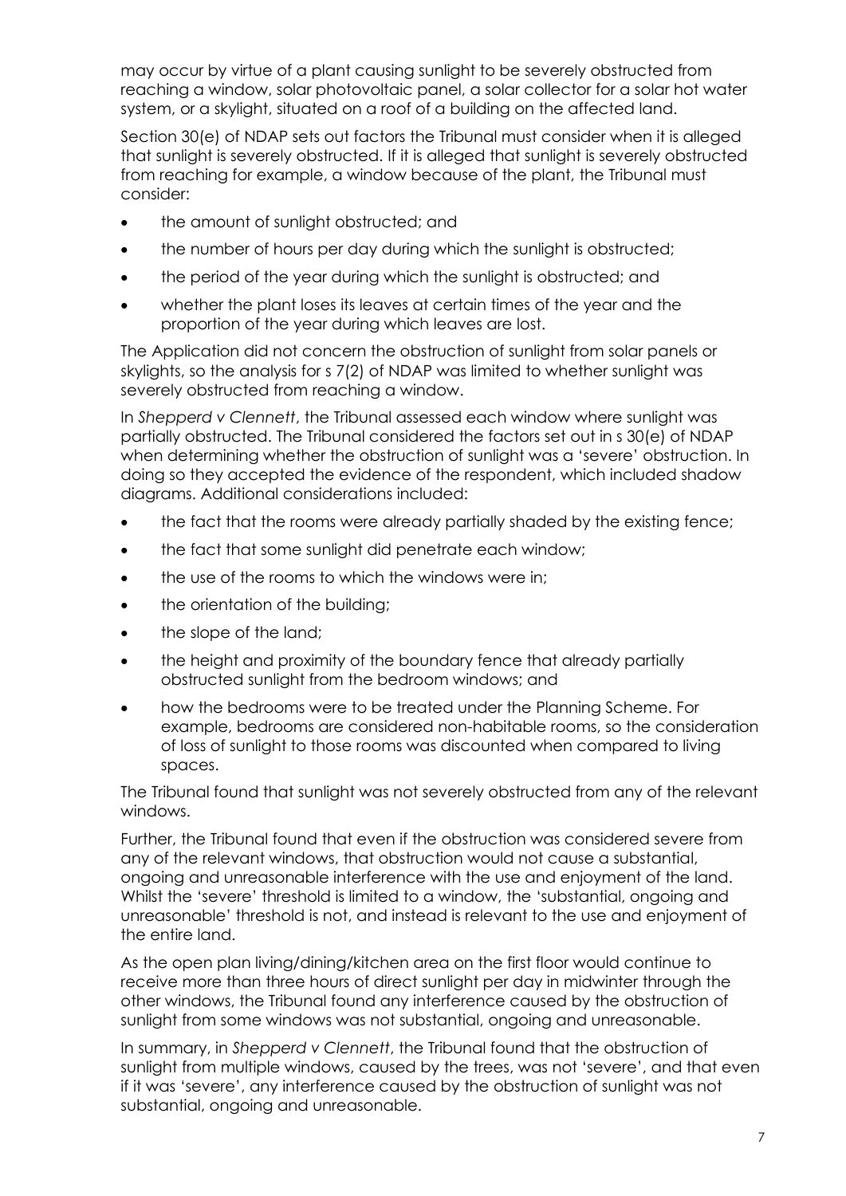may occur by virtue of a plant causing sunlight to be severely obstructed from reaching a window, solar photovoltaic panel, a solar collector for a solar hot water system, or a skylight, situated on a roof of a building on the affected land.

Section 30(e) of NDAP sets out factors the Tribunal must consider when it is alleged that sunlight is severely obstructed. If it is alleged that sunlight is severely obstructed from reaching for example, a window because of the plant, the Tribunal must consider:

- the amount of sunlight obstructed; and
- the number of hours per day during which the sunlight is obstructed;
- the period of the year during which the sunlight is obstructed; and
- whether the plant loses its leaves at certain times of the year and the proportion of the year during which leaves are lost.

The Application did not concern the obstruction of sunlight from solar panels or skylights, so the analysis for s 7(2) of NDAP was limited to whether sunlight was severely obstructed from reaching a window.

In *Shepperd v Clennett*, the Tribunal assessed each window where sunlight was partially obstructed. The Tribunal considered the factors set out in s 30(e) of NDAP when determining whether the obstruction of sunlight was a 'severe' obstruction. In doing so they accepted the evidence of the respondent, which included shadow diagrams. Additional considerations included:

- the fact that the rooms were already partially shaded by the existing fence;
- the fact that some sunlight did penetrate each window;
- the use of the rooms to which the windows were in;
- the orientation of the building;
- the slope of the land;
- the height and proximity of the boundary fence that already partially obstructed sunlight from the bedroom windows; and
- how the bedrooms were to be treated under the Planning Scheme. For example, bedrooms are considered non-habitable rooms, so the consideration of loss of sunlight to those rooms was discounted when compared to living spaces.

The Tribunal found that sunlight was not severely obstructed from any of the relevant windows.

Further, the Tribunal found that even if the obstruction was considered severe from any of the relevant windows, that obstruction would not cause a substantial, ongoing and unreasonable interference with the use and enjoyment of the land. Whilst the 'severe' threshold is limited to a window, the 'substantial, ongoing and unreasonable' threshold is not, and instead is relevant to the use and enjoyment of the entire land.

As the open plan living/dining/kitchen area on the first floor would continue to receive more than three hours of direct sunlight per day in midwinter through the other windows, the Tribunal found any interference caused by the obstruction of sunlight from some windows was not substantial, ongoing and unreasonable.

In summary, in *Shepperd v Clennett*, the Tribunal found that the obstruction of sunlight from multiple windows, caused by the trees, was not 'severe', and that even if it was 'severe', any interference caused by the obstruction of sunlight was not substantial, ongoing and unreasonable.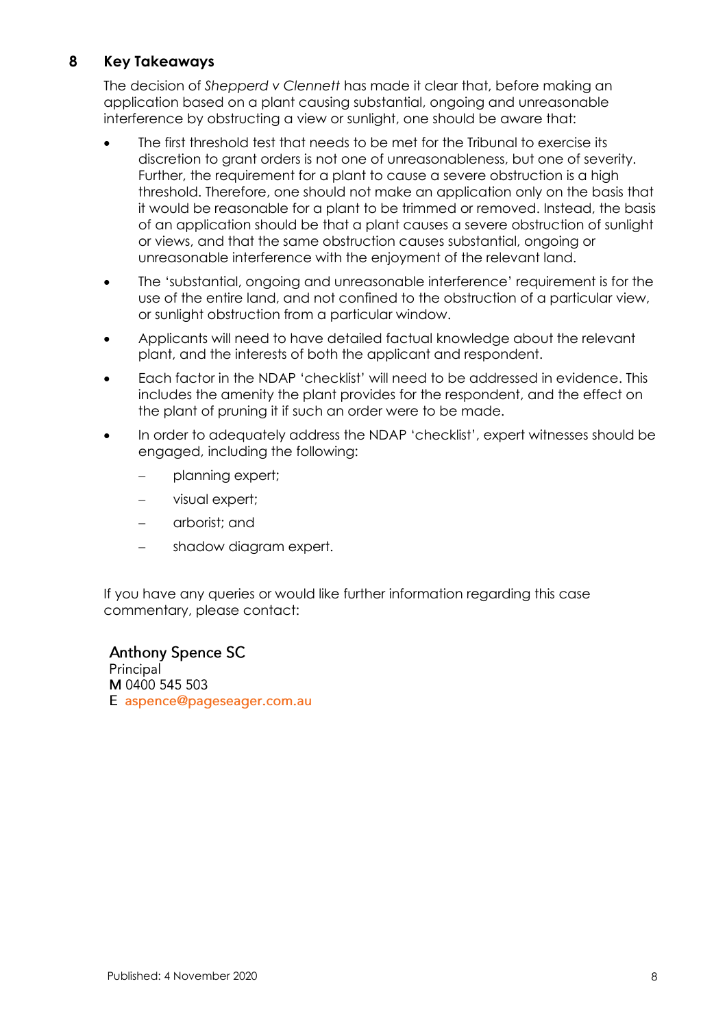## 8 Key Takeaways

The decision of *Shepperd v Clennett* has made it clear that, before making an application based on a plant causing substantial, ongoing and unreasonable interference by obstructing a view or sunlight, one should be aware that:

- The first threshold test that needs to be met for the Tribunal to exercise its discretion to grant orders is not one of unreasonableness, but one of severity. Further, the requirement for a plant to cause a severe obstruction is a high threshold. Therefore, one should not make an application only on the basis that it would be reasonable for a plant to be trimmed or removed. Instead, the basis of an application should be that a plant causes a severe obstruction of sunlight or views, and that the same obstruction causes substantial, ongoing or unreasonable interference with the enjoyment of the relevant land.
- The 'substantial, ongoing and unreasonable interference' requirement is for the use of the entire land, and not confined to the obstruction of a particular view, or sunlight obstruction from a particular window.
- Applicants will need to have detailed factual knowledge about the relevant plant, and the interests of both the applicant and respondent.
- Each factor in the NDAP 'checklist' will need to be addressed in evidence. This includes the amenity the plant provides for the respondent, and the effect on the plant of pruning it if such an order were to be made.
- In order to adequately address the NDAP 'checklist', expert witnesses should be engaged, including the following:
  - planning expert;
  - visual expert;
  - arborist; and
  - shadow diagram expert.

If you have any queries or would like further information regarding this case commentary, please contact:

**Anthony Spence SC**
Principal
**M** 0400 545 503
**E** aspence@pageseager.com.au

Published: 4 November 2020